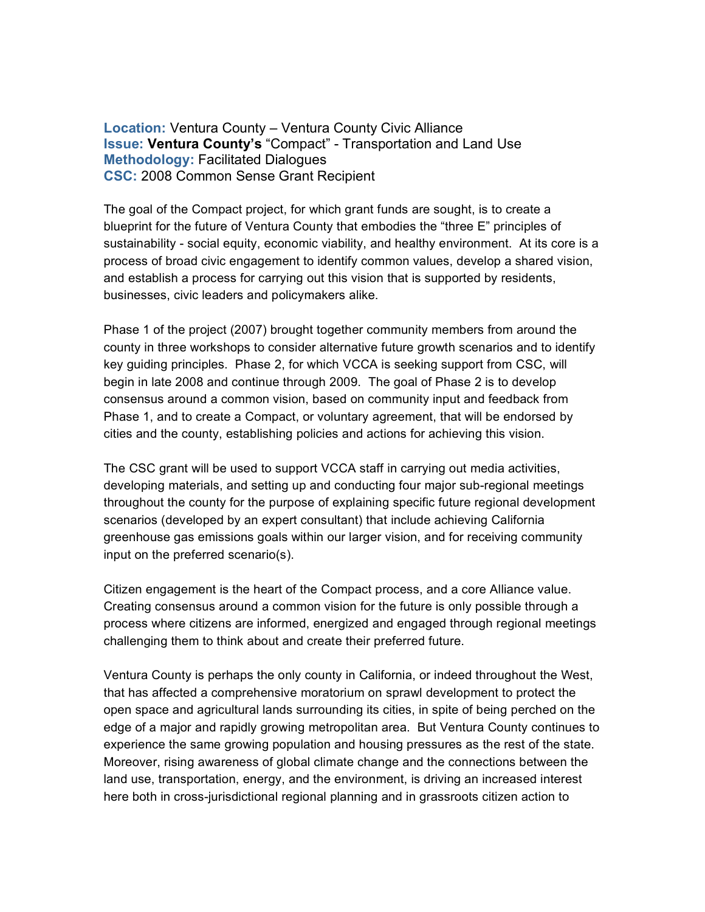**Location:** Ventura County – Ventura County Civic Alliance
**Issue:** **Ventura County's** "Compact" - Transportation and Land Use
**Methodology:** Facilitated Dialogues
**CSC:** 2008 Common Sense Grant Recipient

The goal of the Compact project, for which grant funds are sought, is to create a blueprint for the future of Ventura County that embodies the "three E" principles of sustainability - social equity, economic viability, and healthy environment. At its core is a process of broad civic engagement to identify common values, develop a shared vision, and establish a process for carrying out this vision that is supported by residents, businesses, civic leaders and policymakers alike.

Phase 1 of the project (2007) brought together community members from around the county in three workshops to consider alternative future growth scenarios and to identify key guiding principles. Phase 2, for which VCCA is seeking support from CSC, will begin in late 2008 and continue through 2009. The goal of Phase 2 is to develop consensus around a common vision, based on community input and feedback from Phase 1, and to create a Compact, or voluntary agreement, that will be endorsed by cities and the county, establishing policies and actions for achieving this vision.

The CSC grant will be used to support VCCA staff in carrying out media activities, developing materials, and setting up and conducting four major sub-regional meetings throughout the county for the purpose of explaining specific future regional development scenarios (developed by an expert consultant) that include achieving California greenhouse gas emissions goals within our larger vision, and for receiving community input on the preferred scenario(s).

Citizen engagement is the heart of the Compact process, and a core Alliance value. Creating consensus around a common vision for the future is only possible through a process where citizens are informed, energized and engaged through regional meetings challenging them to think about and create their preferred future.

Ventura County is perhaps the only county in California, or indeed throughout the West, that has affected a comprehensive moratorium on sprawl development to protect the open space and agricultural lands surrounding its cities, in spite of being perched on the edge of a major and rapidly growing metropolitan area. But Ventura County continues to experience the same growing population and housing pressures as the rest of the state. Moreover, rising awareness of global climate change and the connections between the land use, transportation, energy, and the environment, is driving an increased interest here both in cross-jurisdictional regional planning and in grassroots citizen action to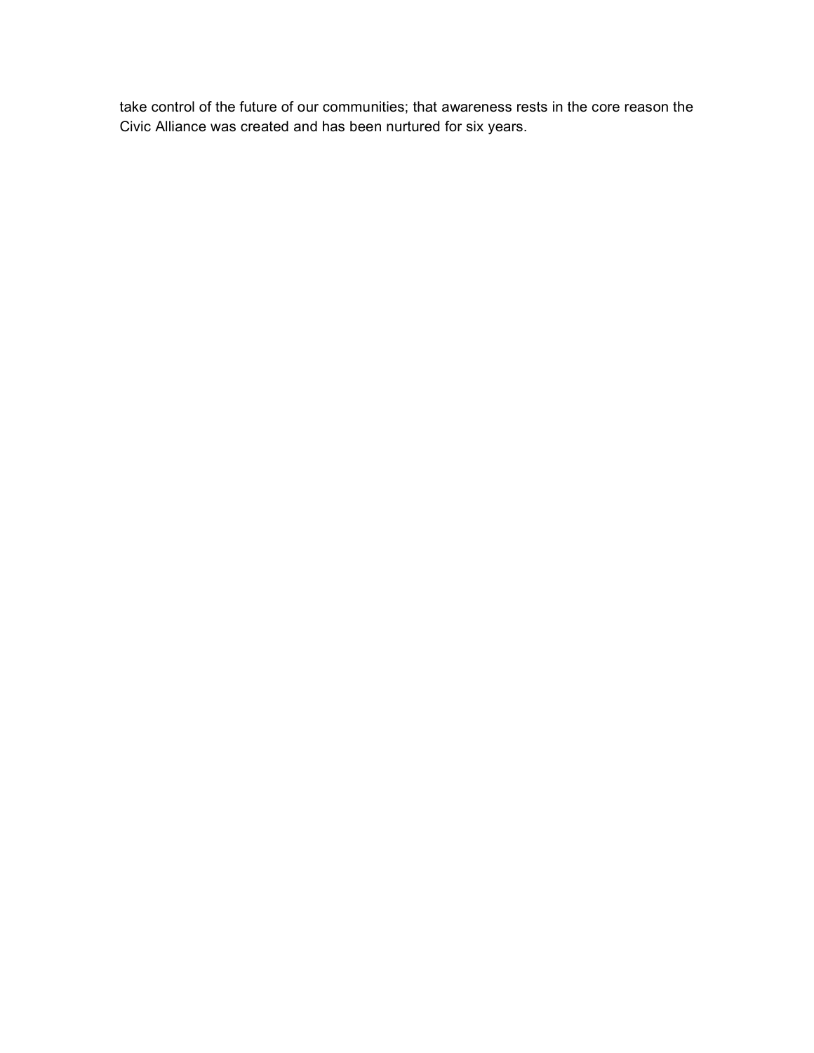take control of the future of our communities; that awareness rests in the core reason the Civic Alliance was created and has been nurtured for six years.